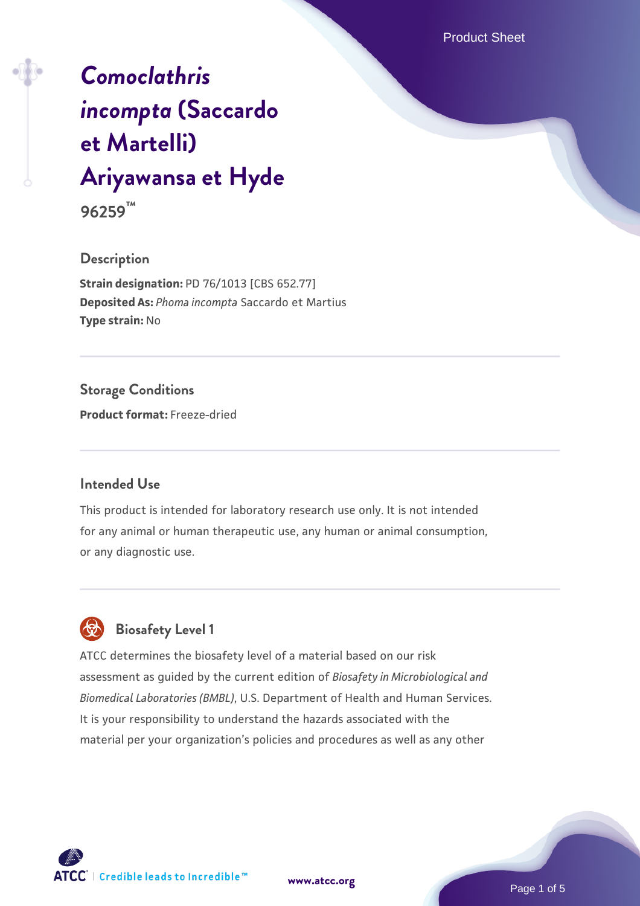# *Comoclathris incompta* (Saccardo et Martelli) Ariyawansa et Hyde

**96259™**

## Description

**Strain designation:** PD 76/1013 [CBS 652.77]
**Deposited As:** *Phoma incompta* Saccardo et Martius
**Type strain:** No

## Storage Conditions

**Product format:** Freeze-dried

## Intended Use

This product is intended for laboratory research use only. It is not intended for any animal or human therapeutic use, any human or animal consumption, or any diagnostic use.

## Biosafety Level 1

ATCC determines the biosafety level of a material based on our risk assessment as guided by the current edition of *Biosafety in Microbiological and Biomedical Laboratories (BMBL)*, U.S. Department of Health and Human Services. It is your responsibility to understand the hazards associated with the material per your organization's policies and procedures as well as any other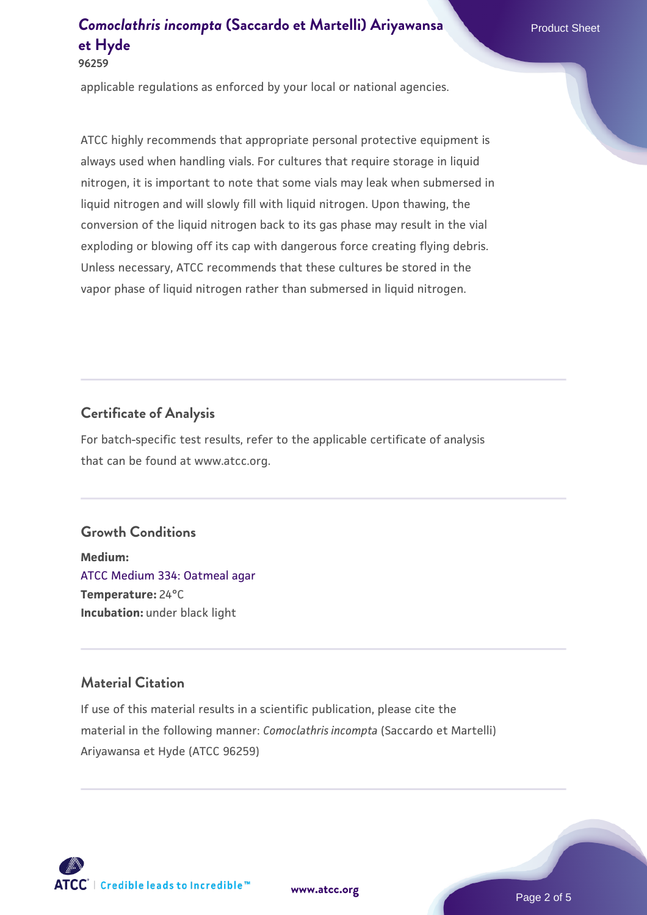applicable regulations as enforced by your local or national agencies.

ATCC highly recommends that appropriate personal protective equipment is always used when handling vials. For cultures that require storage in liquid nitrogen, it is important to note that some vials may leak when submersed in liquid nitrogen and will slowly fill with liquid nitrogen. Upon thawing, the conversion of the liquid nitrogen back to its gas phase may result in the vial exploding or blowing off its cap with dangerous force creating flying debris. Unless necessary, ATCC recommends that these cultures be stored in the vapor phase of liquid nitrogen rather than submersed in liquid nitrogen.

## Certificate of Analysis

For batch-specific test results, refer to the applicable certificate of analysis that can be found at www.atcc.org.

## Growth Conditions

**Medium:**
ATCC Medium 334: Oatmeal agar
**Temperature:** 24°C
**Incubation:** under black light

## Material Citation

If use of this material results in a scientific publication, please cite the material in the following manner: *Comoclathris incompta* (Saccardo et Martelli) Ariyawansa et Hyde (ATCC 96259)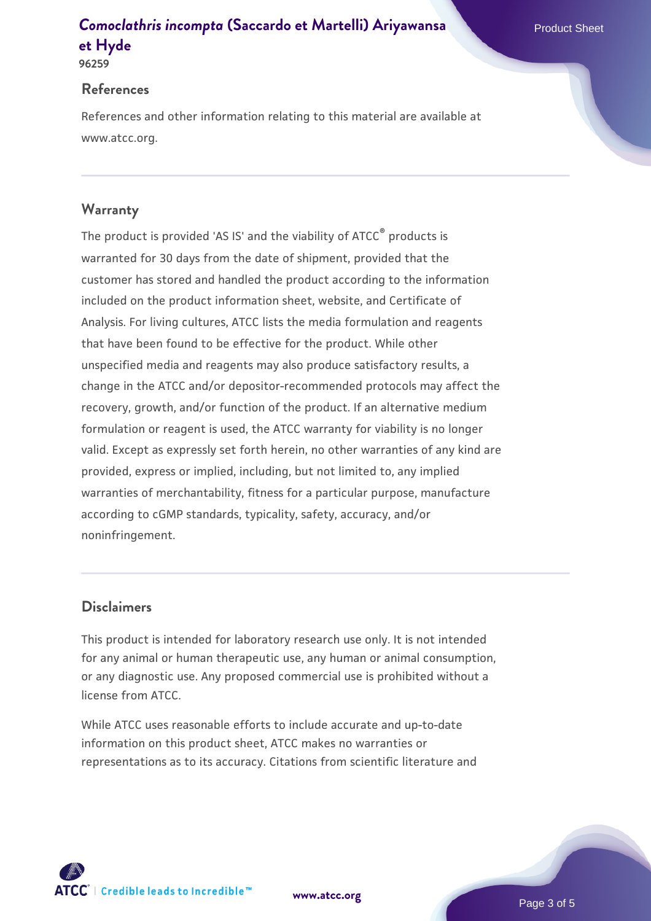## References

References and other information relating to this material are available at www.atcc.org.

## Warranty

The product is provided 'AS IS' and the viability of ATCC® products is warranted for 30 days from the date of shipment, provided that the customer has stored and handled the product according to the information included on the product information sheet, website, and Certificate of Analysis. For living cultures, ATCC lists the media formulation and reagents that have been found to be effective for the product. While other unspecified media and reagents may also produce satisfactory results, a change in the ATCC and/or depositor-recommended protocols may affect the recovery, growth, and/or function of the product. If an alternative medium formulation or reagent is used, the ATCC warranty for viability is no longer valid. Except as expressly set forth herein, no other warranties of any kind are provided, express or implied, including, but not limited to, any implied warranties of merchantability, fitness for a particular purpose, manufacture according to cGMP standards, typicality, safety, accuracy, and/or noninfringement.

## Disclaimers

This product is intended for laboratory research use only. It is not intended for any animal or human therapeutic use, any human or animal consumption, or any diagnostic use. Any proposed commercial use is prohibited without a license from ATCC.

While ATCC uses reasonable efforts to include accurate and up-to-date information on this product sheet, ATCC makes no warranties or representations as to its accuracy. Citations from scientific literature and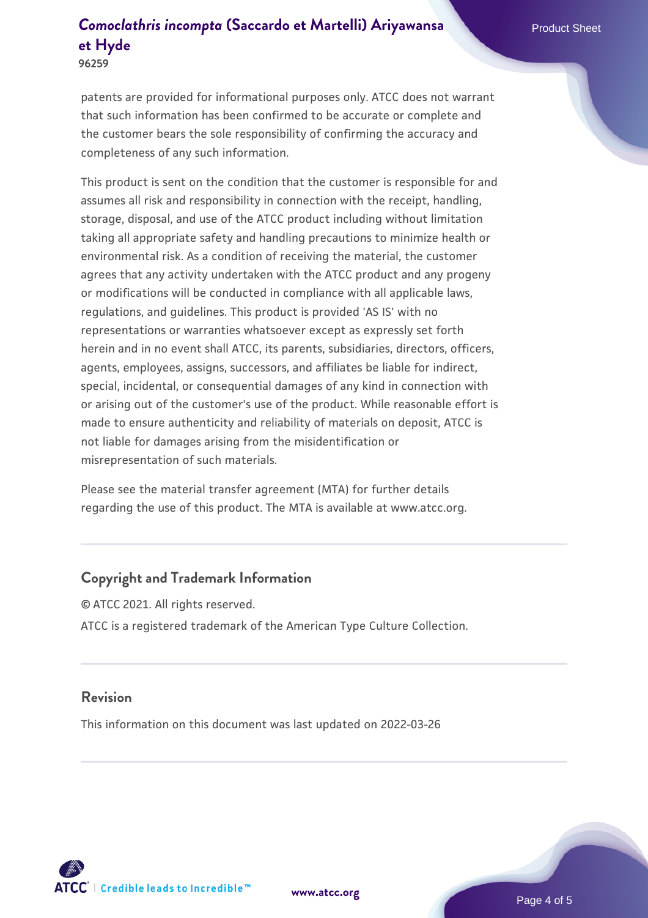patents are provided for informational purposes only. ATCC does not warrant that such information has been confirmed to be accurate or complete and the customer bears the sole responsibility of confirming the accuracy and completeness of any such information.

This product is sent on the condition that the customer is responsible for and assumes all risk and responsibility in connection with the receipt, handling, storage, disposal, and use of the ATCC product including without limitation taking all appropriate safety and handling precautions to minimize health or environmental risk. As a condition of receiving the material, the customer agrees that any activity undertaken with the ATCC product and any progeny or modifications will be conducted in compliance with all applicable laws, regulations, and guidelines. This product is provided 'AS IS' with no representations or warranties whatsoever except as expressly set forth herein and in no event shall ATCC, its parents, subsidiaries, directors, officers, agents, employees, assigns, successors, and affiliates be liable for indirect, special, incidental, or consequential damages of any kind in connection with or arising out of the customer's use of the product. While reasonable effort is made to ensure authenticity and reliability of materials on deposit, ATCC is not liable for damages arising from the misidentification or misrepresentation of such materials.

Please see the material transfer agreement (MTA) for further details regarding the use of this product. The MTA is available at www.atcc.org.

## Copyright and Trademark Information

© ATCC 2021. All rights reserved.

ATCC is a registered trademark of the American Type Culture Collection.

## Revision

This information on this document was last updated on 2022-03-26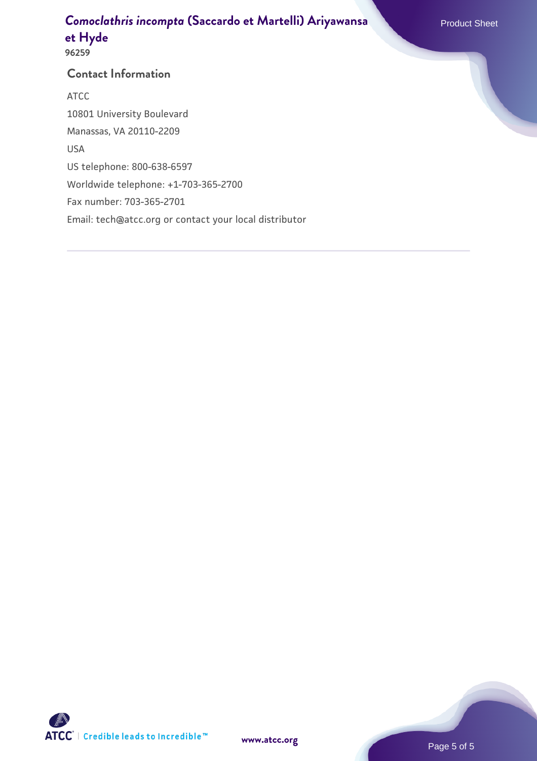## Contact Information

ATCC

10801 University Boulevard

Manassas, VA 20110-2209

USA

US telephone: 800-638-6597

Worldwide telephone: +1-703-365-2700

Fax number: 703-365-2701

Email: tech@atcc.org or contact your local distributor